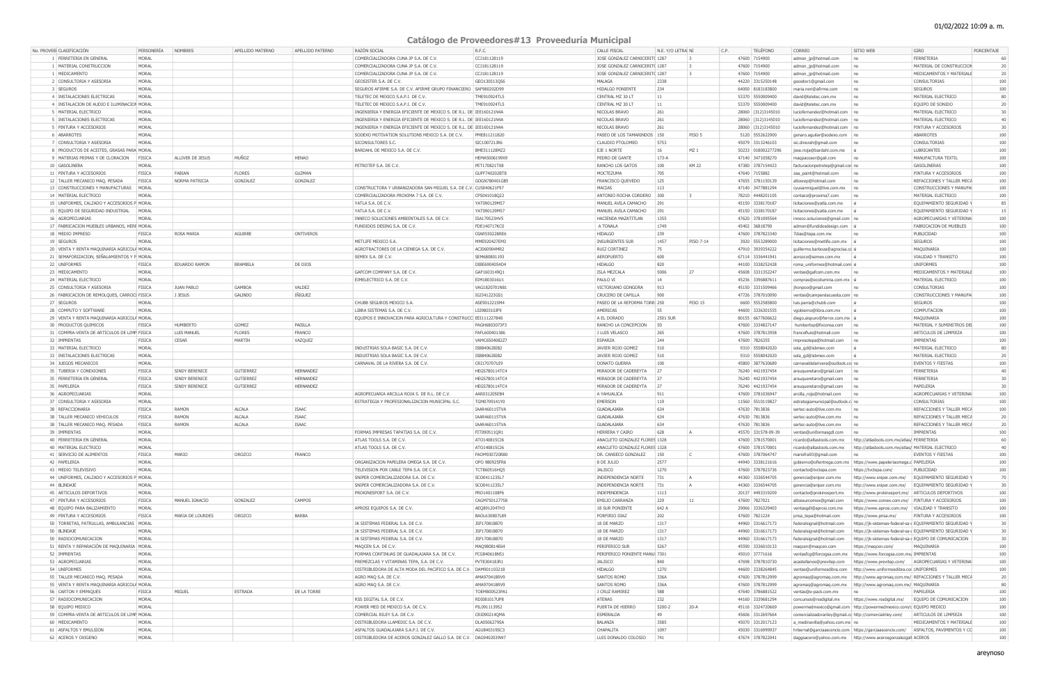# Catálogo de Proveedores#13 Proveeduría Municipal

01/02/2022 10:09 a. m.

| No. PROVEE | CLASIFICACIÓN | PERSONERÍA | NOMBRES | APELLIDO MATERNO | APELLIDO PATERNO | RAZÓN SOCIAL | R.F.C. | CALLE FISCAL | N.E. Y/O LETRA | NI | C.P. | TELÉFONO | CORREO | SITIO WEB | GIRO | PORCENTAJE |
|---|---|---|---|---|---|---|---|---|---|---|---|---|---|---|---|---|
| 1 | FERRETERIA EN GENERAL | MORAL | | | | COMERCIALIZADORA CUNA JP S.A. DE C.V. | CCJ181128119 | JOSE GONZALEZ CARNICERITO | 1287 | 3 | 47600 | 7154900 | admon_jp@hotmail.com | no | FERRETERIA | 60 |
| 1 | MATERIAL CONSTRUCCION | MORAL | | | | COMERCIALIZADORA CUNA JP S.A. DE C.V. | CCJ181128119 | JOSE GONZALEZ CARNICERITO | 1287 | 3 | 47600 | 7154900 | admon_jp@hotmail.com | no | MATERIAL DE CONSTRUCCION | 20 |
| 1 | MEDICAMENTO | MORAL | | | | COMERCIALIZADORA CUNA JP S.A. DE C.V. | CCJ181128119 | JOSE GONZALEZ CARNICERITO | 1287 | 3 | 47600 | 7154900 | admon_jp@hotmail.com | no | MEDICAMENTOS Y MATERIALE | 20 |
| 2 | CONSULTORIA Y ASESORIA | MORAL | | | | GEOSISTER S.A. DE C.V. | GEO130513Q56 | MALAGA | 2338 | | 44220 | 3315250148 | geositer1@gmail.com | no | CONSULTORIAS | 100 |
| 3 | SEGUROS | MORAL | | | | SEGUROS AFIRME S.A. DE C.V. AFIRME GRUPO FINANCIERO | SAF980202D99 | HIDALGO PONIENTE | 234 | | 64000 | 8183183800 | maria.neri@afirme.com | no | SEGUROS | 100 |
| 4 | INSTALACIONES ELECTRICAS | MORAL | | | | TELETEC DE MEXICO S.A.P.I. DE C.V. | TME910924TL5 | CENTRAL MZ 30 LT | 11 | | 53370 | 5550009400 | david@teletec.com.mx | no | MATERIAL ELECTRICO | 80 |
| 4 | INSTALACION DE AUDIO E ILUMINACION | MORAL | | | | TELETEC DE MEXICO S.A.P.I. DE C.V. | TME910924TL5 | CENTRAL MZ 30 LT | 11 | | 53370 | 5550009400 | david@teletec.com.mx | no | EQUIPO DE SONIDO | 20 |
| 5 | MATERIAL ELECTRICO | MORAL | | | | INGENIERIA Y ENERGIA EFICIENTE DE MEXICO S. DE R.L. DE | IEE160121N4A | NICOLAS BRAVO | 261 | | 28060 | (312)3145010 | luciofernandez@hotmail.com | no | MATERIAL ELECTRICO | 30 |
| 5 | INSTALACIONES ELECTRICAS | MORAL | | | | INGENIERIA Y ENERGIA EFICIENTE DE MEXICO S. DE R.L. DE | IEE160121N4A | NICOLAS BRAVO | 261 | | 28060 | (312)3145010 | luciofernandez@hotmail.com | no | MATERIAL ELECTRICO | 40 |
| 5 | PINTURA Y ACCESORIOS | MORAL | | | | INGENIERIA Y ENERGIA EFICIENTE DE MEXICO S. DE R.L. DE | IEE160121N4A | NICOLAS BRAVO | 261 | | 28060 | (312)3145010 | luciofernandez@hotmail.com | no | PINTURA Y ACCESORIOS | 30 |
| 6 | ABARROTES | MORAL | | | | SODEXO MOTIVATION SOLUTIONS MEXICO S.A. DE C.V. | PME811211B20 | PASEO DE LOS TAMARINDOS | 150 | PISO 5 | 5120 | 5552622900 | genaro.aguilar@sodexo.com | no | ABARROTES | 100 |
| 7 | CONSULTORIA Y ASESORIA | MORAL | | | | SICONSULTORES S.C. | SIC100721JR6 | CLAUDIO PTOLOMEO | 5753 | | 45079 | 3313246103 | sic.dinorah@gmail.com | no | CONSULTORIAS | 100 |
| 8 | PRODUCTOS DE ACEITES, GRASAS PARA | MORAL | | | | BARDAHL DE MEXICO S.A. DE C.V. | BME511128MZ2 | EJE 1 NORTE | 16 | MZ 1 | 50233 | 018002277296 | jose.rioja@bardahl.com.mx | si | LUBRICANTES | 100 |
| 9 | MATERIAS PRIMAS Y DE CLORACION | FISICA | ALLIVER DE JESUS | MUÑOZ | HENAO | | HEMA5006199X9 | PEDRO DE GANTE | 173-A | | 47140 | 3471058270 | macpacoser@gail.com | no | MANUFACTURA TEXTIL | 100 |
| 10 | GASOLINERA | MORAL | | | | PETROTEP S.A. DE C.V. | PET170821TX8 | RANCHO LOS GATOS | 100 | KM 22 | 47380 | 3787154423 | facturacionpetrotep@gmail.com | no | GASOLINERAS | 100 |
| 11 | PINTURA Y ACCESORIOS | FISICA | FABIAN | FLORES | GUZMAN | | GUFF740202BT8 | MOCTEZUMA | 705 | | 47640 | 7155882 | zaa_paint@hotmail.com | no | PINTURA Y ACCESORIOS | 100 |
| 12 | TALLER MECANICO MAQ. PESADA | FISICA | NORMA PATRICIA | GONZALEZ | GONZALEZ | | GOGN780401GB5 | FRANCISCO QUEVEDO | 125 | | 47655 | 3781150139 | altosrep@hotmail.com | no | REFACCIONES Y TALLER MECA | 100 |
| 13 | CONSTRUCCIONES Y MANUFACTURAS | MORAL | | | | CONSTRUCTORA Y URBANIZADORA SAN MIGUEL S.A. DE C.V. | CUS040621P97 | MACIAS | 113 | | 47140 | 3477881294 | cyusanmiguel@live.com.mx | no | CONSTRUCCIONES Y MANUFA | 100 |
| 14 | MATERIAL ELECTRICO | MORAL | | | | COMERCIALIZADORA PROXIMA 7 S.A. DE C.V. | CPS041018Q22 | ANTONIO ROCHA CORDERO | 300 | 3 | 78210 | 4448201105 | contaco@proxima7.com | no | MATERIAL ELECTRICO | 100 |
| 15 | UNIFORMES, CALZADO Y ACCESORIOS P | MORAL | | | | YATLA S.A. DE C.V. | YAT090129MS7 | MANUEL AVILA CAMACHO | 291 | | 45150 | 3338170187 | licitaciones@yatla.com.mx | si | EQUIPAMIENTO SEGURIDAD Y | 85 |
| 15 | EQUIPO DE SEGURIDAD INDUSTRIAL | MORAL | | | | YATLA S.A. DE C.V. | YAT090129MS7 | MANUEL AVILA CAMACHO | 291 | | 45150 | 3338170187 | licitaciones@yatla.com.mx | si | EQUIPAMIENTO SEGURIDAD Y | 15 |
| 16 | AGROPECUARIAS | MORAL | | | | INNECO SOLUCIONES AMBIENTALES S.A. DE C.V. | ISA170523HV5 | HACIENDA MAZATITLAN | 1355 | | 47620 | 3781095564 | inneco.soluciones@gmail.com | no | AGROPECUARIAS Y VETERINA | 100 |
| 17 | FABRICACION MUEBLES URBANOS, HERR | MORAL | | | | FUNDIDOS DESING S.A. DE C.V. | FDE140717KC0 | A TONALA | 1749 | | 45402 | 36818790 | admon@fundidosdesign.com | si | FABRICACION DE MUEBLES | 100 |
| 18 | MEDIO IMPRESO | FISICA | ROSA MARIA | AGUIRRE | ONTIVEROS | | OIAR550228RE6 | HIDALGO | 239 | | 47600 | 3787823340 | 7dias@tepa.com.mx | no | PUBLICIDAD | 100 |
| 19 | SEGUROS | MORAL | | | | METLIFE MEXICO S.A. | MME920427EM3 | INSURGENTES SUR | 1457 | PISO 7-14 | 3920 | 5553289000 | licitaciones@metlife.com.mx | si | SEGUROS | 100 |
| 20 | VENTA Y RENTA MAQUINARIA AGRICOLA | MORAL | | | | AGROTRACTORES DE LA CIENEGA S.A. DE C.V. | ACI060904MR2 | RUIZ CORTINEZ | 75 | | 47910 | 3939354222 | guillermo.barboza@agrocisa.co | si | MAQUINARIA | 100 |
| 21 | SEMAFORIZACION, SEÑALAMIENTOS Y P | MORAL | | | | SEMEX S.A. DE C.V. | SEM680801193 | AEROPUERTO | 600 | | 67114 | 3336441941 | aorozco@semex.com.mx | si | VIALIDAD Y TRANSITO | 100 |
| 22 | UNIFORMES | FISICA | EDUARDO RAMON | BRAMBILA | DE DIOS | | DIBE6904054D4 | HIDALGO | 820 | | 44100 | 3338252428 | roma_uniformes@hotmail.com | si | UNIFORMES | 100 |
| 23 | MEDICAMENTO | MORAL | | | | GAFCOM COMPANY S.A. DE C.V. | GAF160314NQ1 | ISLA MEZCALA | 5006 | 27 | 45608 | 3331352247 | ventas@gafcom.com.mx | no | MEDICAMENTOS Y MATERIALE | 100 |
| 24 | MATERIAL ELECTRICO | MORAL | | | | EIMELECTRICO S.A. DE C.V. | EIM180301GU1 | PAULO VI | 14 | | 45236 | 3396887611 | compras@ecolumina.com.mx | si | MATERIAL ELECTRICO | 100 |
| 25 | CONSULTORIA Y ASESORIA | FISICA | JUAN PABLO | GAMBOA | VALDEZ | | VAGJ820701NB1 | VICTORIANO GONGORA | 913 | | 45150 | 3331509466 | jhonpoo@gmail.com | no | CONSULTORIAS | 100 |
| 26 | FABRICACION DE REMOLQUES, CARROC | FISICA | J JESUS | GALINDO | IÑIGUEZ | | IGJ341223GS1 | CRUCERO DE CAPILLA | 900 | | 47726 | 3787010090 | ventas@camperslacuesta.com | no | CONSTRUCCIONES Y MANUFA | 100 |
| 27 | SEGUROS | MORAL | | | | CHUBB SEGUROS MEXICO S.A. | ASE901221SM4 | PASEO DE LA REFORMA TORR | 250 | PISO 15 | 6600 | 5552585800 | luis.parra@chubb.com | si | SEGUROS | 100 |
| 28 | COMPUTO Y SOFTWARE | MORAL | | | | LIBRA SISTEMAS S.A. DE C.V. | LSI9803103P9 | AMERICAS | 55 | | 44600 | 3336301555 | vgobierno@libra.com.mx | si | COMPUTACION | 100 |
| 29 | VENTA Y RENTA MAQUINARIA AGRICOLA | MORAL | | | | EQUIPOS E INNOVACION PARA AGRICULTURA Y CONSTRUCC | EEI111227848 | A EL DORADO | 2501 SUR | | 80155 | 6677606622 | diego.aispuro@ferrox.com.mx | si | MAQUINARIA | 100 |
| 30 | PRODUCTOS QUIMICOS | FISICA | HUMBERTO | GOMEZ | PADILLA | | PAGH6803073F3 | RANCHO LA CONCEPCION | 50 | | 47600 | 3334827147 | humbertop@foconsa.com | no | MATERIAL Y SUMINISTROS DE | 100 |
| 31 | COMPRA-VENTA DE ARTICULOS DE LIMP | FISICA | LUIS MANUEL | FLORES | FRANCO | | FAFL600401386 | J LUIS VELASCO | 265 | | 47600 | 3787813958 | francoflluis@hotmail.com | no | ARTICULOS DE LIMPIEZA | 100 |
| 32 | IMPRENTAS | FISICA | CESAR | MARTIN | VAZQUEZ | | VAMC650408227 | ESPARZA | 244 | | 47600 | 7826355 | impresotepa@hotmail.com | no | IMPRENTAS | 100 |
| 33 | MATERIAL ELECTRICO | MORAL | | | | INDUSTRIAS SOLA BASIC S.A. DE C.V. | ISB840628IB2 | JAVIER ROJO GOMEZ | 510 | | 9310 | 5558042020 | sola_gd@isbmex.com | si | MATERIAL ELECTRICO | 80 |
| 33 | INSTALACIONES ELECTRICAS | MORAL | | | | INDUSTRIAS SOLA BASIC S.A. DE C.V. | ISB840628IB2 | JAVIER ROJO GOMEZ | 510 | | 9310 | 5558042020 | sola_gd@isbmex.com | si | MATERIAL ELECTRICO | 20 |
| 34 | JUEGOS MECANICOS | MORAL | | | | CARNAVAL DE LA RIVERA S.A. DE C.V. | CRI170707UI9 | DONATO GUERRA | 100 | | 45800 | 3877630689 | carnavaldelarivera@outlook.co | no | EVENTOS Y FIESTAS | 100 |
| 35 | TUBERIA Y CONEXIONES | FISICA | SINDY BERENICE | GUTIERREZ | HERNANDEZ | | HEGS780114TC4 | MIRADOR DE CADEREYTA | 27 | | 76240 | 4421937454 | arsuqueretaro@gmail.com | no | FERRETERIA | 40 |
| 35 | FERRETERIA EN GENERAL | FISICA | SINDY BERENICE | GUTIERREZ | HERNANDEZ | | HEGS780114TC4 | MIRADOR DE CADEREYTA | 27 | | 76240 | 4421937454 | arsuqueretaro@gmail.com | no | FERRETERIA | 30 |
| 35 | PAPELERIA | FISICA | SINDY BERENICE | GUTIERREZ | HERNANDEZ | | HEGS780114TC4 | MIRADOR DE CADEREYTA | 27 | | 76240 | 4421937454 | arsuqueretaro@gmail.com | no | PAPELERIA | 30 |
| 36 | AGROPECUARIAS | MORAL | | | | AGROPECUARIA ARCILLA ROJA S. DE R.L. DE C.V. | AAR031205EB4 | A YAHUALICA | 911 | | 47600 | 3781036947 | arcilla_roja@hotmail.com | no | AGROPECUARIAS Y VETERINA | 100 |
| 37 | CONSULTORIA Y ASESORIA | MORAL | | | | ESTRATEGIA Y PROFESIONALIZACION MUNICIPAL S.C. | TGM0709141Y0 | EMERSON | 119 | | 11560 | 5510119827 | estrategiamunicipal@outlook.c | no | CONSULTORIAS | 100 |
| 38 | REFACCIONARIA | FISICA | RAMON | ALCALA | ISAAC | | IAAR460115TVA | GUADALAJARA | 634 | | 47630 | 7813836 | sertec-auto@live.com.mx | no | REFACCIONES Y TALLER MECA | 100 |
| 38 | TALLER MECANICO VEHICULOS | FISICA | RAMON | ALCALA | ISAAC | | IAAR460115TVA | GUADALAJARA | 634 | | 47630 | 7813836 | sertec-auto@live.com.mx | no | REFACCIONES Y TALLER MECA | 20 |
| 38 | TALLER MECANICO MAQ. PESADA | FISICA | RAMON | ALCALA | ISAAC | | IAAR460115TVA | GUADALAJARA | 634 | | 47630 | 7813836 | sertec-auto@live.com.mx | no | REFACCIONES Y TALLER MECA | 20 |
| 39 | IMPRENTAS | MORAL | | | | FORMAS IMPRESAS TAPATIAS S.A. DE C.V. | FIT090511QR1 | HERRERA Y CAIRO | 628 | A | 45570 | 331578-09-39 | ventas@uniformasgdl.com | no | IMPRENTAS | 100 |
| 40 | FERRETERIA EN GENERAL | MORAL | | | | ATLAS TOOLS S.A. DE C.V. | ATO140815CJ6 | ANACLETO GONZALEZ FLORES | 1328 | | 47600 | 3781570001 | ricardo@altastools.com.mx | http://atlastools.com.mx/atlas/ | FERRETERIA | 60 |
| 40 | MATERIAL ELECTRICO | MORAL | | | | ATLAS TOOLS S.A. DE C.V. | ATO140815CJ6 | ANACLETO GONZALEZ FLORES | 1328 | | 47600 | 3781570001 | ricardo@altastools.com.mx | http://atlastools.com.mx/atlas/ | MATERIAL ELECTRICO | 40 |
| 41 | SERVICIO DE ALIMENTOS | FISICA | MARIO | OROZCO | FRANCO | | FAOM930720R80 | DR. CANSECO GONZALEZ | 150 | C | 47600 | 3787064747 | mariofra93@gmail.com | no | EVENTOS Y FIESTAS | 100 |
| 42 | PAPELERIA | MORAL | | | | ORGANIZACION PAPELERA OMEGA S.A. DE C.V. | OPO 980925FR6 | 8 DE JULIO | 2577 | | 44940 | 3338121616 | gobierno@ofientrega.com.mx | https://www.papeleriaomega.c | PAPELERIA | 100 |
| 43 | MEDIO TELEVISIVO | MORAL | | | | TELEVISION POR CABLE TEPA S.A. DE C.V. | TCT860516HQ5 | JALISCO | 1270 | | 47600 | 3787823736 | contacto@tvctepa.com | https://tvctepa.com/ | PUBLICIDAD | 100 |
| 44 | UNIFORMES, CALZADO Y ACCESORIOS P | MORAL | | | | SNIPER COMERCIALIZADORA S.A. DE C.V. | SCO0411235L7 | INDEPENDENCIA NORTE | 731 | A | 44360 | 3336544705 | gerencia@sniper.com.mx | http://www.sniper.com.mx/ | EQUIPAMIENTO SEGURIDAD Y | 70 |
| 44 | BLINDAJE | MORAL | | | | SNIPER COMERCIALIZADORA S.A. DE C.V. | SCO0411235L7 | INDEPENDENCIA NORTE | 731 | A | 44360 | 3336544705 | gerencia@sniper.com.mx | http://www.sniper.com.mx/ | EQUIPAMIENTO SEGURIDAD Y | 30 |
| 45 | ARTICULOS DEPORTIVOS | MORAL | | | | PROKINESPORT S.A. DE C.V. | PRO1401108F6 | INDEPENDENCIA | 1113 | | 20137 | 4493310209 | contacto@prokinesport.mx | http://www.prokinesport.mx/ | ARTICULOS DEPORTIVOS | 100 |
| 47 | PINTURA Y ACCESORIOS | FISICA | MANUEL IGNACIO | GONZALEZ | CAMPOS | | CAGM750127758 | EMILIO CARRANZA | 229 | 11 | 47600 | 7827021 | altosurcomex@gmail.com | https://www.comex.com.mx/ | PINTURA Y ACCESORIOS | 100 |
| 48 | EQUIPO PARA BALIZAMIENTO | MORAL | | | | APROSI EQUIPOS S.A. DE C.V. | AEQ8910240TH3 | 18 SUR PONIENTE | 642 A | | 29066 | 3336329403 | ventasgdl@aprosi.com.mx | https://www.aprosi.com.mx/ | VIALIDAD Y TRANSITO | 100 |
| 49 | PINTURA Y ACCESORIOS | FISICA | MARIA DE LOURDES | OROZCO | BARBA | | BAOL630807L89 | PORFIRIO DIAZ | 202 | | 47600 | 7821224 | prisa_tepa@hotmail.com | https://www.prisa.mx/ | PINTURA Y ACCESORIOS | 100 |
| 50 | TORRETAS, PATRULLAS, AMBULANCIAS | MORAL | | | | JK SISTEMAS FEDERAL S.A. DE C.V. | JSF170818B70 | 18 DE MARZO | 1317 | | 44960 | 3316617173 | federalsignal@hotmail.com | https://jk-sistemas-federal-sa- | EQUIPAMIENTO SEGURIDAD Y | 30 |
| 50 | BLINDAJE | MORAL | | | | JK SISTEMAS FEDERAL S.A. DE C.V. | JSF170818B70 | 18 DE MARZO | 1317 | | 44960 | 3316617173 | federalsignal@hotmail.com | https://jk-sistemas-federal-sa- | EQUIPAMIENTO SEGURIDAD Y | 30 |
| 50 | RADIOCOMUNICACION | MORAL | | | | JK SISTEMAS FEDERAL S.A. DE C.V. | JSF170818B70 | 18 DE MARZO | 1317 | | 44960 | 3316617173 | federalsignal@hotmail.com | https://jk-sistemas-federal-sa- | EQUIPO DE COMUNICACION | 30 |
| 51 | RENTA Y REPARACIÓN DE MAQUINARIA | MORAL | | | | MAQCEN S.A. DE C.V. | MAQ980814E64 | PERIFERICO SUR | 5267 | | 45590 | 3336010133 | maqcen@maqcen.com | https://maqcen.com/ | MAQUINARIA | 100 |
| 52 | IMPRENTAS | MORAL | | | | FORMAS CONTINUAS DE GUADALAJARA S.A. DE C.V. | FCG840618N51 | PERIFERICO PONIENTE MANU | 7301 | | 45010 | 37771616 | ventasfcg@forcogsa.com.mx | https://www.forcogsa.com.mx | IMPRENTAS | 100 |
| 53 | AGROPECUARIAS | MORAL | | | | PREMEZCLAS Y VITAMINAS TEPA, S.A. DE C.V. | PVT830418JR1 | JALISCO | 840 | | 47698 | 3787810730 | acastellanos@previtep.com | https://www.previtep.com/ | AGROPECUARIAS Y VETERINA | 100 |
| 54 | UNIFORMES | MORAL | | | | DISTRIBUIDORA DE ALTA MODA DEL PACIFICO S.A. DE C.V. | DAM901103218 | HIDALGO | 1270 | | 44600 | 3338264845 | ventas@uniformesdibra.com | http://www.uniformesdibra.com | UNIFORMES | 100 |
| 55 | TALLER MECANICO MAQ. PESADA | MORAL | | | | AGRO MAQ S.A. DE C.V. | AMA970418RV0 | SANTOS ROMO | 336A | | 47600 | 3787812999 | agromaq@agromaq.com.mx | http://www.agromaq.com.mx/ | REFACCIONES Y TALLER MECA | 20 |
| 55 | VENTA Y RENTA MAQUINARIA AGRICOLA | MORAL | | | | AGRO MAQ S.A. DE C.V. | AMA970418RV0 | SANTOS ROMO | 336A | | 47600 | 3787812999 | agromaq@agromaq.com.mx | http://www.agromaq.com.mx/ | MAQUINARIA | 80 |
| 56 | CARTON Y EMPAQUES | FISICA | MIGUEL | ESTRADA | DE LA TORRE | | TOEM800523PA1 | J CRUZ RAMIREZ | 588 | | 47640 | 3786881522 | ventas@e-pack.com.mx | no | PAPELERIA | 100 |
| 57 | RADIOCOMUNICACION | MORAL | | | | RSS DIGITAL S.A. DE C.V. | RDI081017UP8 | ATENAS | 232 | | 44160 | 3339681294 | concursos@rssdigital.mx | https://www.rssdigital.mx/ | EQUIPO DE COMUNICACION | 100 |
| 58 | EQUIPO MEDICO | MORAL | | | | POWER MED DE MEXICO S.A. DE C.V. | PIL091113952 | PUERTA DE HIERRO | 5200-2 | 20-A | 45116 | 3324720669 | powermedmexico@gmail.com | http://powermedmexico.com/c | EQUIPO MEDICO | 100 |
| 59 | COMPRA-VENTA DE ARTICULOS DE LIMP | MORAL | | | | COMERCIAL RILEY S.A. DE C.V. | CRI090214QMA | ESMERALDA | 49 | | 45606 | 3312697664 | comercializadorariley@gmail.cc | http://comercialriley.com/ | ARTICULOS DE LIMPIEZA | 100 |
| 60 | MEDICAMENTO | MORAL | | | | DISTRIBUIDORA LLAMEDIC S.A. DE C.V. | DLA050627958A | BALANZA | 3585 | | 45070 | 3312017123 | a_medinavilla@yahoo.com.mx | no | MEDICAMENTOS Y MATERIALE | 100 |
| 61 | ASFALTOS Y EMULSION | MORAL | | | | ASFALTOS GUADALAJARA S.A.P.I. DE C.V. | AGU840319SC3 | CHAPALITA | 1097 | | 45030 | 3316999937 | hrbernal@garciaasencio.com | https://garciaasencio.com/ | ASFALTOS, PAVIMENTOS Y CO | 100 |
| 62 | ACEROS Y OXIGENO | MORAL | | | | DISTRIBUIDORA DE ACEROS GONZALEZ GALLO S.A. DE C.V. | DAG0402039W7 | LUIS DONALDO COLOSIO | 741 | | 47674 | 3787822041 | daggsacero@yahoo.com.mx | http://www.acerosgonzalezgall | ACEROS | 100 |

areynoso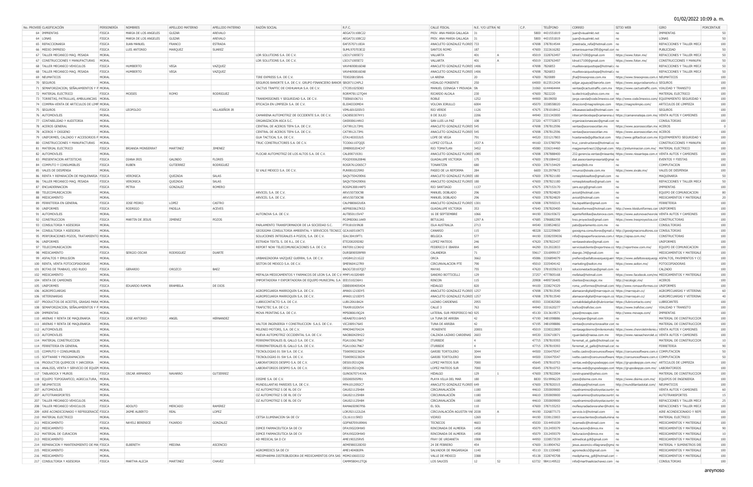01/02/2022 10:09 a. m.

| No. PROVEE | CLASIFICACIÓN | PERSONERÍA | NOMBRES | APELLIDO MATERNO | APELLIDO PATERNO | RAZÓN SOCIAL | R.F.C. | CALLE FISCAL | N.E. Y/O LETRA | NI | C.P. | TELÉFONO | CORREO | SITIO WEB | GIRO | PORCENTAJE |
|---|---|---|---|---|---|---|---|---|---|---|---|---|---|---|---|---|
| 64 | IMPRENTAS | FISICA | MARIA DE LOS ANGELES | GUIZAR | AREVALO | | AEGA731108C22 | PRIV. ANA MARIA GALLAGA | 31 | | 5800 | 4431551819 | juan@visualmkt.net | no | IMPRENTAS | 50 |
| 64 | LONAS | FISICA | MARIA DE LOS ANGELES | GUIZAR | AREVALO | | AEGA731108C22 | PRIV. ANA MARIA GALLAGA | 31 | | 5800 | 4431551819 | juan@visualmkt.net | no | LONAS | 50 |
| 65 | REFACCIONARIA | FISICA | JUAN MANUEL | FRANCO | ESTRADA | | EAFJ570711B3A | ANACLETO GONZALEZ FLORES | 733 | | 47698 | 3787814544 | jmestrada_refa@hotmail.com | no | REFACCIONES Y TALLER MECA | 100 |
| 66 | MEDIO IMPRESO | FISICA | LUIS ANTONIO | MARQUEZ | SUAREZ | | SUML970703E32 | SANTOS ROMO | 187 | | 47600 | 3322616282 | antoniosuarmar205@gmail.com | no | PUBLICIDAD | 50 |
| 67 | TALLER MECANICO MAQ. PESADA | MORAL | | | | LDR SOLUTIONS S.A. DE C.V. | LSO171005E72 | VALLARTA | 401 | A | 45019 | 3328763497 | ldrsol17100@gmail.com | https://www.foton.mx/ | REFACCIONES Y TALLER MECA | 50 |
| 67 | CONSTRUCCIONES Y MANUFACTURAS | MORAL | | | | LDR SOLUTIONS S.A. DE C.V. | LSO171005E72 | VALLARTA | 401 | A | 45019 | 3328763497 | ldrsol17100@gmail.com | https://www.foton.mx/ | CONSTRUCCIONES Y MANUFA | 50 |
| 68 | TALLER MECANICO VEHICULOS | FISICA | HUMBERTO | VEGA | VAZQUEZ | | VAVH690816EA8 | ANACLETO GONZALEZ FLORES | 1406 | | 47698 | 7826853 | mueflesvazquezvega@hotmail.c | no | REFACCIONES Y TALLER MECA | 50 |
| 68 | TALLER MECANICO MAQ. PESADA | FISICA | HUMBERTO | VEGA | VAZQUEZ | | VAVH690816EA8 | ANACLETO GONZALEZ FLORES | 1406 | | 47698 | 7826853 | mueflesvazquezvega@hotmail.c | no | REFACCIONES Y TALLER MECA | 50 |
| 69 | NEUMATICOS | MORAL | | | | TIRE EXPRESS S.A. DE C.V. | TEX020815BV6 | LA ARENA | 20 | | 47600 | 7820089 | jfra@tireexpress.com.mx | https://www.tireexpress.com.n | NEUMATICOS | 100 |
| 70 | SEGUROS | MORAL | | | | SEGUROS BANORTE S.A. DE C.V. GRUPO FINANCIERO BANOR | SBG971124PL2 | HIDALGO PONIENTE | 250 | | 64000 | 8123512434 | edgar.aguaya@banorte.com | https://www.segurosbanorte.c | SEGUROS | 100 |
| 71 | SEMAFORIZACION, SEÑALAMIENTOS Y P | MORAL | | | | CACTUS TRAFFIC DE CHIHUAHUA S.A. DE C.V. | CTC051025D83 | MANUEL OJINAGA Y PRIVADA | SN | | 31060 | 6144464444 | ventas@cactustraffic.com.mx | https://www.cactustraffic.com. | VIALIDAD Y TRANSITO | 100 |
| 72 | MATERIAL ELECTRICO | FISICA | MOISES | ROMO | RODRIGUEZ | | RORM781127Q44 | RICARDO ALCALA | 230 | | 47600 | 7822220 | la.electrica@yahoo.com.mx | no | MATERIAL ELECTRICO | 100 |
| 73 | TORRETAS, PATRULLAS, AMBULANCIAS | MORAL | | | | TRANSMISIONES Y SEGURIDAD S.A. DE C.V. | TSE860106711 | ROBLE | 1252 | | 44900 | 38109050 | jorge.varela@code3mexico.com | http://www.code3mexico.com/ | EQUIPAMIENTO SEGURIDAD Y | 100 |
| 74 | COMPRA-VENTA DE ARTICULOS DE LIMP | MORAL | | | | EFICACIA EN LIMPIEZA S.A. DE C.V. | ELI040330MD4 | VOLCAN JORULLO | 6004 | | 45070 | 3338558020 | direccion@magnolimpio.com | https://magnolimpio.com/ | ARTICULOS DE LIMPIEZA | 100 |
| 75 | SEGUROS | FISICA | LEOPOLDO | | VILLASEÑOR JR | | VIML601020IV3 | RIO VERDE | 1126 | | 47675 | 3781018412 | villcasasociados@hotmail.com | no | SEGUROS | 100 |
| 76 | AUTOMOVILES | MORAL | | | | CAMARENA AUTOMOTRIZ DE OCCIDENTE S.A. DE C.V. | CAO850307HY1 | 8 DE JULIO | 2206 | | 44940 | 3331343000 | intercambiostepa@camarena.c | https://camarenatepa.com.mx | VENTA AUTOS Y CAMIONES | 100 |
| 77 | CONTABILIDAD Y AUDITORIA | MORAL | | | | ORGANIZACION ASCA S.C. | OAS9006144V2 | SAN LUIS LA PAZ | 108 | | 37320 | 4777732872 | organizacionasca@gmail.com | no | CONSULTORIAS | 100 |
| 78 | ACEROS GENERAL | MORAL | | | | CENTRAL DE ACEROS TEPA S.A. DE C.V. | CAT9912173M1 | ANACLETO GONZALEZ FLORES | 545 | | 47698 | 3787812596 | ventas@acerosocotlan.mx | https://www.acerosocotlan.mx | ACEROS | 0 |
| 78 | ACEROS Y OXIGENO | MORAL | | | | CENTRAL DE ACEROS TEPA S.A. DE C.V. | CAT9912173M1 | ANACLETO GONZALEZ FLORES | 545 | | 47698 | 3787812596 | ventas@acerosocotlan.mx | https://www.acerosocotlan.mx | ACEROS | 100 |
| 79 | UNIFORMES, CALZADO Y ACCESORIOS P | MORAL | | | | GUA TACTICAL S.A. DE C.V. | GTA140303JU5 | LOPE DE VEGA | 791 | | 44520 | 3331217803 | hcastaneda@gdltactical.com | http://www.gdltactical.com.mx | EQUIPAMIENTO SEGURIDAD Y | 100 |
| 80 | CONSTRUCCIONES Y MANUFACTURAS | MORAL | | | | TRUC CONSTRUCTORES S.A. DE C.V. | TCO061107QQ5 | LOPEZ COTILLA | 1537 A | | 44160 | 3315780790 | truc_constructores@hotmail.cc | no | CONSTRUCCIONES Y MANUFA | 100 |
| 81 | MATERIAL ELECTRICO | FISICA | BRIANDA MONSERRAT | MARTINEZ | JIMENEZ | | JIMB900204CH7 | RIO TOMATLAN | 3452 | | 45080 | 3336314460 | magpemartinez12@gmail.com | http://jmiluminacion.com.mx/ | MATERIAL ELECTRICO | 100 |
| 82 | AUTOMOVILES | MORAL | | | | FLOCAR AUTOMOTRIZ DE LOS ALTOS S.A. DE C.V. | CAL8907193X1 | ANACLETO GONZALEZ FLORES | 1085 | | 47698 | 3787888400 | 232.gerencia.ventas@nissante | https://www.nissantepa.com.m | VENTA AUTOS Y CAMIONES | 100 |
| 83 | PRESENTACION ARTISTICAS | FISICA | DEANA IRIS | GALINDO | FLORES | | FOGD930620846 | GUADALUPE VICTORIA | 175 | | 47600 | 3781084432 | dial.asesoriaempresarial@gmai | no | EVENTOS Y FIESTAS | 100 |
| 84 | COMPUTO Y CONSUMIBLES | FISICA | RUBEN | GUTIERREZ | RODRIGUEZ | | ROGR7612065C7 | TONANTZIN | 680 | | 47650 | 3787154429 | ventas@kib.mx | no | COMPUTACION | 100 |
| 85 | VALES DE DESPENSA | MORAL | | | | SI VALE MEXICO S.A. DE C.V. | PUN9810229R0 | PASEO DE LA REFORMA | 284 | | 6600 | 3312979672 | nmunoz@sivale.com.mx | https://www.sivale.mx/ | VALES DE DESPENSA | 100 |
| 86 | RENTA Y REPARACIÓN DE MAQUINARIA | FISICA | VERONICA | QUEZADA | SALAS | | SAQV750429EK6 | ANACLETO GONZALEZ FLORES | 180 | | 47600 | 3787821180 | remaqdelosaltos@gmail.com | no | MAQUINARIA | 50 |
| 86 | TALLER MECANICO MAQ. PESADA | FISICA | VERONICA | QUEZADA | SALAS | | SAQV750429EK6 | ANACLETO GONZALEZ FLORES | 180 | | 47600 | 3787821180 | remaqdelosaltos@gmail.com | no | REFACCIONES Y TALLER MECA | 50 |
| 87 | ENCUADERNACION | FISICA | PETRA | GONZALEZ | ROMERO | | ROGP630814KF5 | RIO SANTIAGO | 1137 | | 47675 | 3787153170 | yare.aycg@gmail.com | no | IMPRENTAS | 100 |
| 88 | TELECOMUNICACION | MORAL | | | | ARVICEL S.A. DE C.V. | ARV150730C98 | MANUEL DOBLADO | 296 | | 47600 | 3787824829 | avicel@hotmail.com | no | EQUIPO DE COMUNICACION | 80 |
| 88 | MEDICAMENTO | MORAL | | | | ARVICEL S.A. DE C.V. | ARV150730C98 | MANUEL DOBLADO | 296 | | 47600 | 3787824829 | avicel@hotmail.com | no | MEDICAMENTOS Y MATERIALE | 20 |
| 89 | FERRETERIA EN GENERAL | FISICA | JOSE PEDRO | LOPEZ | CASTRO | | CALP880602UEA | ANACLETO GONZALEZ FLORES | 1301 | | 47698 | 3787050315 | fsa.tepatitlan@gmail.com | no | FERRETERIA | 100 |
| 90 | UNIFORMES | FISICA | RODRIGO | PADILLA | ACEVES | | AEPR830627KS3 | GUADALUPE VICTORIA | 353 | | 47640 | 3787820400 | kleiduniformes@hotmail.com | http://www.kleiduniformes.con | UNIFORMES | 100 |
| 91 | AUTOMOVILES | MORAL | | | | AUTONOVA S.A. DE C.V. | AUT850115V47 | 16 DE SEPTIEMBRE | 1066 | | 44190 | 3336193672 | agentefxtillas@autonova.com. | https://www.autonovachevrole | VENTA AUTOS Y CAMIONES | 100 |
| 92 | CONSTRUCCION | FISICA | MARTIN DE JESUS | JIMENEZ | POZOS | | POJM830611AK9 | BETULIAS | 1297 A | | 47685 | 3786882398 | treo.proyectos@gmail.com | https://www.treoproyectos.con | CONSTRUCTORAS | 100 |
| 93 | CONSULTORIA Y ASESORIA | MORAL | | | | PARLAMENTO TRANSFORMADOR DE LA SOCIEDAD S.C. | PTR181019N38 | ISLA AUSTRALIA | 2713 | | 44540 | 3338524832 | pats@parlamento.com.mx | no | CONSULTORIAS | 100 |
| 94 | CONSULTORIA Y ASESORIA | MORAL | | | | GEOSIGMA CONSULTORIA AMBIENTAL Y SERVICIOS TECNICO | GCA160510KT5 | CANARIO | 115 | | 48328 | 3222259600 | geosigma.consultores@gmail.c | http://geosigmaconsultores.co | CONSULTORIAS | 100 |
| 95 | PERFORACIONES POZOS, TRATAMIENTO | MORAL | | | | SOLUCIONES INTEGRALES A POZOS, S.A. DE C.V. | SIA130419FT1 | BELGICA | 577 | | 44190 | 33382559036 | info@sipsaperforaciones.com.m | https://sipsa.com.mx/ | CONSTRUCTORAS | 100 |
| 96 | UNIFORMES | MORAL | | | | ESTRADA TEXTIL S. DE R.L. DE C.V. | ETE200205D82 | LOPEZ MATEOS | 246 | | 47620 | 3787822437 | ventasestratex@gmail.com | no | UNIFORMES | 100 |
| 97 | TELECOMUNICACION | MORAL | | | | REPORT NOW TELECOMUNICACIONES S.A. DE C.V. | RNT091123KH2 | FEDERICO E IBARRA | 845 | | 44290 | 3312022833 | servicioalcliente@reportnow.cc | http://reportnow.com.mx/ | EQUIPO DE COMUNICACION | 100 |
| 98 | MEDICAMENTO | FISICA | SERGIO OSCAR | RODRIGUEZ | DUARTE | | DURS890509P89 | CALANDRIA | 71 | | 59617 | 3316999157 | dserqio.34@gmail.com | no | MEDICAMENTOS Y MATERIALE | 100 |
| 99 | ASFALTOS Y EMULSION | MORAL | | | | URBANIZADORA VAZQUEZ GUERRA, S.A. DE C.V. | UVG841211G22 | ORCA | 3662 | | 45086 | 3336894079 | prefiero@asfaltosvazquezguen | https://www.asfaltosvazquezgu | ASFALTOS, PAVIMENTOS Y CO | 100 |
| 100 | RENTA, VENTA FOTOCOPIADORAS | MORAL | | | | SEITON DE MEXICO S.A. DE C.V. | SME9604127R9 | CIRCUNVALACION PTE | 790 | | 45010 | 3335404142 | marketing@seiton.mx | https://www.seiton.mx/ | FOTOCOPIADORAS | 100 |
| 101 | BOTAS DE TRABAJO, USO RUDO | FISICA | GERARDO | OROZCO | BAEZ | | BAOG720107QI7 | MAYAS | 755 | | 47620 | 3781035631 | solucionastacticas@gmail.com | no | CALZADO | 100 |
| 102 | MEDICAMENTO | MORAL | | | | MEFALSA MEDICAMENTOS Y FARMACOS DE LEON S.A. DE C.V | MMF141020489 | SANDRO BOTTICELLI | 129 | | 37257 | 4777805168 | mefalsa@hotmail.com | https://www.facebook.com/me | MEDICAMENTOS Y MATERIALE | 100 |
| 104 | VENTA DE CAMIONES | MORAL | | | | IMPORTADORA Y EXPORTADORA DE EQUIPO MUNICIPAL S.A | IEE1510236H1 | RINCON | 115 | | 20908 | 4499736405 | clientes@recologic.mx | http://recologic.mx/ | ACEROS | 100 |
| 105 | UNIFORMES | FISICA | EDUARDO RAMON | BRAMBILA | DE DIOS | | DIBE6904054D4 | HIDALGO | 820 | | 44100 | 3338274329 | roma_uniformes@hotmail.com | http://www.romauniformes.cor | UNIFORMES | 100 |
| 106 | AGROPECUARIAS | MORAL | | | | AGROPECUARIA MARROQUIN S.A. DE C.V. | AMA011210DY5 | ANACLETO GONZALEZ FLORES | 1257 | | 47698 | 3787813540 | alamacendigital@marroquin.co | https://marroquin.cc/ | AGROPECUARIAS Y VETERINA | 60 |
| 106 | VETERINARIAS | MORAL | | | | AGROPECUARIA MARROQUIN S.A. DE C.V. | AMA011210DY5 | ANACLETO GONZALEZ FLORES | 1257 | | 47698 | 3787813540 | alamacendigital@marroquin.co | https://marroquin.cc/ | AGROPECUARIAS Y VETERINA | 40 |
| 107 | PRODUCTOS DE ACEITES, GRASAS PARA | MORAL | | | | LUBRICONTACTO S.A. DE C.V. | LUB120618A24 | LAZARO CARDENAS | 2955 | | 45593 | 3338382580 | contabilidadgdlub@lubricontac | https://lubricontacto.com/ | LUBRICANTES | 100 |
| 108 | SEMAFORIZACION, SEÑALAMIENTOS Y P | MORAL | | | | TRAFICTEC S.A. DE C.V. | TRA991020V54 | CALLE 3 | 763 | | 44940 | 3331620277 | trafico@trafictec.com | https://www.trafictec.com/ | VIALIDAD Y TRANSITO | 100 |
| 109 | IMPRENTAS | MORAL | | | | MOVA PRINTING S.A. DE C.V. | MPS080619Q24 | LATERAL SUR PERIFERICO NO | 925 | | 45130 | 3313619571 | gaaa@movaps.com | http://www.movaps.com/ | IMPRENTAS | 100 |
| 110 | ARENAS Y RENTA DE MAQUINARIA | FISICA | JOSE ANTONIO | ANGEL | HERNANDEZ | | HEAA870116HV3 | LA TUNA DE ARRIBA | 42 | | 47190 | 3481098886 | chompiper@gmail.com | no | MATERIAL DE CONSTRUCCION | 100 |
| 111 | ARENAS Y RENTA DE MAQUINARIA | MORAL | | | | VALTOR INGENIERIA Y CONSTRUCCION S.A.S. DE C.V. | VIC2009176A5 | TUNA DE ARRIBA | 42 | | 47195 | 3481098886 | ventas@constructoravaltor.con | no | MATERIAL DE CONSTRUCCION | 100 |
| 112 | AUTOMOVILES | MORAL | | | | MILENIO MOTORS, S.A. DE C.V. | MMO940704JJ4 | PONIENTE | 20001 | | 45019 | 3338322800 | ventasagobierno@mileniomoto | https://www.chevroletmilenio.c | VENTA AUTOS Y CAMIONES | 100 |
| 113 | AUTOMOVILES | MORAL | | | | NUEVA AUTOMOTRIZ OCCIDENTAL S.A. DE C.V. | NAO860429H22 | CALZADA LAZARO CARDENAS | 2603 | | 44530 | 3336710071 | rguardado@naosa.com.mx | https://www.naosachevrolet.cc | VENTA AUTOS Y CAMIONES | 100 |
| 114 | MATERIAL CONSTRUCCION | MORAL | | | | FERREMATERIALES EL GALLO S.A. DE C.V. | FGA110617N67 | ITURBIDE | 4 | | 47715 | 3787819393 | ferremat_el_gallo@hotmail.cor | no | MATERIAL DE CONSTRUCCION | 10 |
| 114 | FERRETERIA EN GENERAL | MORAL | | | | FERREMATERIALES EL GALLO S.A. DE C.V. | FGA110617N67 | ITURBIDE | 4 | | 47715 | 3787819393 | ferremat_el_gallo@hotmail.cor | no | FERRETERIA | 90 |
| 115 | COMPUTO Y CONSUMIBLES | MORAL | | | | TECNOLOGIAS 01 SW S.A. DE C.V. | TSW0903236D4 | GARIBI TORTOLERO | 3044 | | 44500 | 3336475547 | ivette.castro@ceroeunosoftware | https://ceroeunosoftware.com.r | COMPUTACION | 50 |
| 115 | SOFTWARE Y PROGRAMACION | MORAL | | | | TECNOLOGIAS 01 SW S.A. DE C.V. | TSW0903236D4 | GARIBI TORTOLERO | 3044 | | 44500 | 3336475547 | ivette.castro@ceroeunosoftware | https://ceroeunosoftware.com.r | COMPUTACION | 50 |
| 116 | PRODUCTOS QUIMICOS Y JARCIERIA | MORAL | | | | LABORATORIOS DESPPO S.A. DE C.V. | DES010531Q96 | LOPEZ MATEOS SUR | 7000 | | 45645 | 3787810753 | ventas.web@grupodesppo.com | https://grupodesppo.com.mx/ | ARTICULOS DE LIMPIEZA | 100 |
| 116 | ANALISIS, VENTA Y SERVICIO DE EQUIP | MORAL | | | | LABORATORIOS DESPPO S.A. DE C.V. | DES010531Q96 | LOPEZ MATEOS SUR | 7000 | | 45645 | 3787810753 | ventas.web@grupodesppo.com | https://grupodesppo.com.mx/ | LABORATORIOS | 100 |
| 117 | TABLAROCA Y MUROS | FISICA | OSCAR ARMANDO | NAVARRO | GUTIERREZ | | GUNO6707141KA | HIDALGO | 129 | 1 | 47600 | 3787822004 | construpanel@yahoo.com | no | MATERIAL DE CONSTRUCCION | 100 |
| 118 | EQUIPO TOPOGRAFICO, AGRICULTURA, | MORAL | | | | DISIME S.A. DE C.V. | DIS000505PB1 | PLAYA VILLA DEL MAR | 180 | | 8830 | 5519996229 | jrazo@disime.com.mx | http://www.disime.com.mx/ | EQUIPOS DE INGENIERIA | 100 |
| 119 | NEUMATICOS | MORAL | | | | MUNDILLANTAS PAREDES S.A. DE C.V. | MPA1012092C7 | ANACLETO GONZALEZ FLORES | 649 | | 47600 | 3787820315 | elfdistepa@hotmail.com | http://mundillantastotal.com/ | NEUMATICOS | 100 |
| 207 | AUTOMOVILES | MORAL | | | | OZ AUTOMOTRIZ S DE RL DE CV | OAU021125H84 | CIRCUNVALACIÓN | 1180 | | 44610 | 3350009000 | nayeliramirez@oztoyotacountr | no | VENTA AUTOS Y CAMIONES | 60 |
| 207 | AUTOTRANSPORTES | MORAL | | | | OZ AUTOMOTRIZ S DE RL DE CV | OAU021125H84 | CIRCUNVALACIÓN | 1180 | | 44610 | 3350009000 | nayeliramirez@oztoyotacountr | no | AUTOTRANSPORTES | 15 |
| 207 | TALLER MECANICO VEHICULOS | MORAL | | | | OZ AUTOMOTRIZ S DE RL DE CV | OAU021125H84 | CIRCUNVALACIÓN | 1180 | | 44610 | 3350009000 | nayeliramirez@oztoyotacountr | no | REFACCIONES Y TALLER MECA | 25 |
| 208 | TALLER MECANICO VEHICULOS | FISICA | ADOLFO | MERCADO | RAMIREZ | | RAMA650907F96 | EL SOL | 110 | | 47600 | 3787155253 | mofleysradiadoresraher@hotm | no | REFACCIONES Y TALLER MECA | 100 |
| 209 | AIRE ACONDICIONADO Y REFRIGERACIÓ | FISICA | JAIME ALBERTO | REAL | LOPEZ | | LORJ921122LDA | CIRCUNVALACIÓN AGUSTIN YAI | 2038 | A | 44190 | 3326877173 | servicio.lc@hotmail.com | no | AIRE ACONDICIONADO Y REFI | 100 |
| 210 | MATERIAL ELECTRICO | MORAL | | | | CETSA ILUMINACION SA DE CV | CIL161115RE3 | VIDRIO | 1269 | | 44190 | 3338123003 | servicioaclientes@cetsailumina | no | MATERIAL ELECTRICO | 100 |
| 211 | MEDICAMENTO | FISICA | NAYELI BERENICE | FAJARDO | GONZALEZ | | GOFN870918IW6 | TECNICOS | 4603 | | 45030 | 3314491039 | vicamedic@hotmail.com | no | MEDICAMENTOS Y MATERIALE | 100 |
| 212 | MEDICAMENTO | MORAL | | | | DIMCE FARMACEUTICA SA DE CV | DFA190220HW0 | RINCONADA DE ALMERIA | 1458 | | 45079 | 3312459379 | facturacion@dimce.mx | no | MEDICAMENTOS Y MATERIALE | 90 |
| 212 | MATERIAL DE CURACION | MORAL | | | | DIMCE FARMACEUTICA SA DE CV | DFA190220HW0 | RINCONADA DE ALMERIA | 1458 | | 45079 | 3312459379 | facturacion@dimce.mx | no | MEDICAMENTOS Y MATERIALE | 10 |
| 213 | MEDICAMENTO | MORAL | | | | AD MEDICAL SA D CV | AME190325RV5 | FRAY DE URDANETA | 1908 | | 44950 | 3338573539 | admedical.gdl@gmail.com | no | MEDICAMENTOS Y MATERIALE | 100 |
| 214 | REPARACION Y MANTENIMIENTO DE MA | FISICA | ELBERETH | MEDINA | ASCENCIO | | AEME980320D50 | 24 DE FEBRERO | 454 | | 47600 | 3118904762 | jesus.ascencio.villagrana@gma | no | MATERIAL Y SUMINSTROS DE | 100 |
| 215 | MEDICAMENTO | MORAL | | | | AGROMEDICS SA DE CV | AME140408IPA | SALVADOR DE MAGARIAGA | 1140 | | 45110 | 3311330483 | agromedics3@gmail.com | no | MEDICAMENTOS Y MATERIALE | 100 |
| 216 | MEDICAMENTO | MORAL | | | | MEDIPHARMA DISTRIBUIDORA DE MEDICAMENTOS OFA SAS | MDM210603332 | VALLE DE MEXICO | 3388 | | 45138 | 3328745708 | medipharma_gdl@hotmail.com | no | MEDICAMENTOS Y MATERIALE | 100 |
| 217 | CONSULTORIA Y ASESORIA | FISICA | MARTHA ALICIA | MARTINEZ | CHAVEZ | | CAMM580412TQ6 | LOS SAUCES | 12 | 52 | 63732 | 9841149522 | info@marthaaliciachavez.com | no | CONSULTORIAS | 100 |

areynoso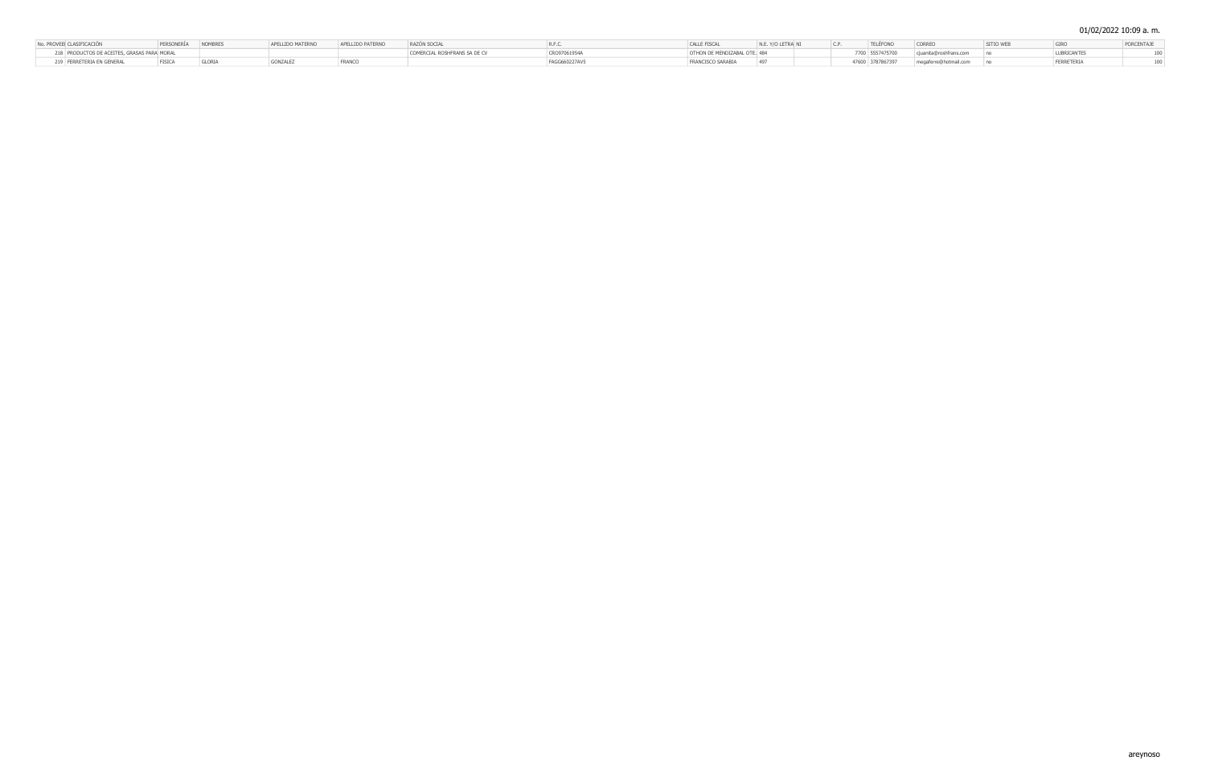| No. PROVEE | CLASIFICACIÓN | PERSONERÍA | NOMBRES | APELLIDO MATERNO | APELLIDO PATERNO | RAZÓN SOCIAL | R.F.C. | CALLE FISCAL | N.E. Y/O LETRA | NI | C.P. | TELÉFONO | CORREO | SITIO WEB | GIRO | PORCENTAJE |
|---|---|---|---|---|---|---|---|---|---|---|---|---|---|---|---|---|
| 218 | PRODUCTOS DE ACEITES, GRASAS PARA | MORAL | | | | COMERCIAL ROSHFRANS SA DE CV | CRO970619S4A | OTHON DE MENDIZABAL OTE. | 484 | | 7700 | 5557475700 | cjuanita@roshfrans.com | no | LUBRICANTES | 100 |
| 219 | FERRETERIA EN GENERAL | FISICA | GLORIA | GONZALEZ | FRANCO | | FAGG660227AV5 | FRANCISCO SARABIA | 497 | | 47600 | 3787867397 | megaferre@hotmail.com | no | FERRETERIA | 100 |